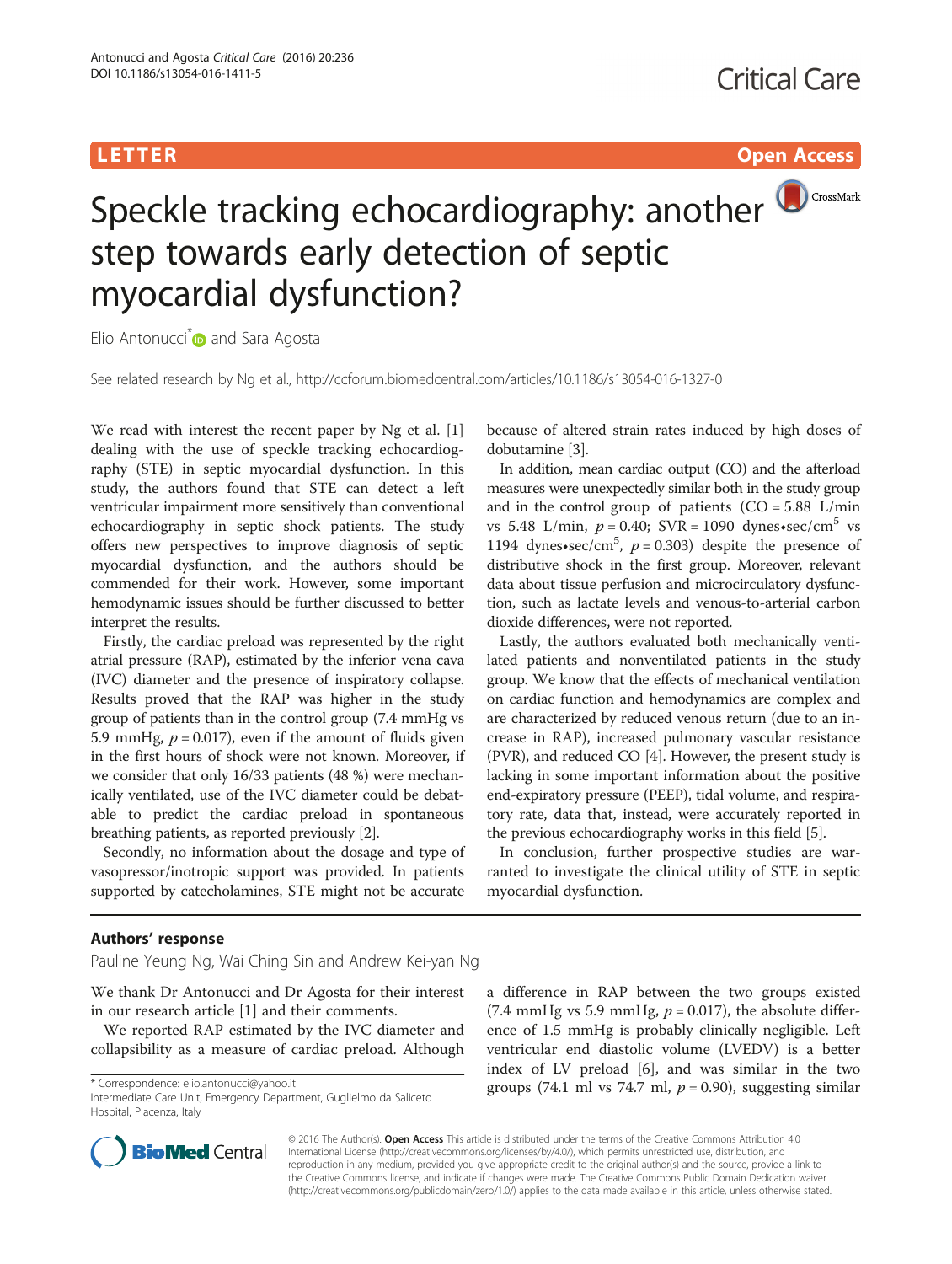LETTER

Open Access

# Speckle tracking echocardiography: another step towards early detection of septic myocardial dysfunction?

Elio Antonucci* and Sara Agosta

See related research by Ng et al., http://ccforum.biomedcentral.com/articles/10.1186/s13054-016-1327-0

We read with interest the recent paper by Ng et al. [1] dealing with the use of speckle tracking echocardiography (STE) in septic myocardial dysfunction. In this study, the authors found that STE can detect a left ventricular impairment more sensitively than conventional echocardiography in septic shock patients. The study offers new perspectives to improve diagnosis of septic myocardial dysfunction, and the authors should be commended for their work. However, some important hemodynamic issues should be further discussed to better interpret the results.

Firstly, the cardiac preload was represented by the right atrial pressure (RAP), estimated by the inferior vena cava (IVC) diameter and the presence of inspiratory collapse. Results proved that the RAP was higher in the study group of patients than in the control group (7.4 mmHg vs 5.9 mmHg, $p = 0.017$), even if the amount of fluids given in the first hours of shock were not known. Moreover, if we consider that only 16/33 patients (48 %) were mechanically ventilated, use of the IVC diameter could be debatable to predict the cardiac preload in spontaneous breathing patients, as reported previously [2].

Secondly, no information about the dosage and type of vasopressor/inotropic support was provided. In patients supported by catecholamines, STE might not be accurate because of altered strain rates induced by high doses of dobutamine [3].

In addition, mean cardiac output (CO) and the afterload measures were unexpectedly similar both in the study group and in the control group of patients (CO = 5.88 L/min vs 5.48 L/min, $p = 0.40$; SVR = 1090 dynes•sec/cm$^5$ vs 1194 dynes•sec/cm$^5$, $p = 0.303$) despite the presence of distributive shock in the first group. Moreover, relevant data about tissue perfusion and microcirculatory dysfunction, such as lactate levels and venous-to-arterial carbon dioxide differences, were not reported.

Lastly, the authors evaluated both mechanically ventilated patients and nonventilated patients in the study group. We know that the effects of mechanical ventilation on cardiac function and hemodynamics are complex and are characterized by reduced venous return (due to an increase in RAP), increased pulmonary vascular resistance (PVR), and reduced CO [4]. However, the present study is lacking in some important information about the positive end-expiratory pressure (PEEP), tidal volume, and respiratory rate, data that, instead, were accurately reported in the previous echocardiography works in this field [5].

In conclusion, further prospective studies are warranted to investigate the clinical utility of STE in septic myocardial dysfunction.

## Authors' response

Pauline Yeung Ng, Wai Ching Sin and Andrew Kei-yan Ng

We thank Dr Antonucci and Dr Agosta for their interest in our research article [1] and their comments.

We reported RAP estimated by the IVC diameter and collapsibility as a measure of cardiac preload. Although a difference in RAP between the two groups existed (7.4 mmHg vs 5.9 mmHg, $p = 0.017$), the absolute difference of 1.5 mmHg is probably clinically negligible. Left ventricular end diastolic volume (LVEDV) is a better index of LV preload [6], and was similar in the two groups (74.1 ml vs 74.7 ml, $p = 0.90$), suggesting similar

\* Correspondence: elio.antonucci@yahoo.it
Intermediate Care Unit, Emergency Department, Guglielmo da Saliceto Hospital, Piacenza, Italy

© 2016 The Author(s). **Open Access** This article is distributed under the terms of the Creative Commons Attribution 4.0 International License (http://creativecommons.org/licenses/by/4.0/), which permits unrestricted use, distribution, and reproduction in any medium, provided you give appropriate credit to the original author(s) and the source, provide a link to the Creative Commons license, and indicate if changes were made. The Creative Commons Public Domain Dedication waiver (http://creativecommons.org/publicdomain/zero/1.0/) applies to the data made available in this article, unless otherwise stated.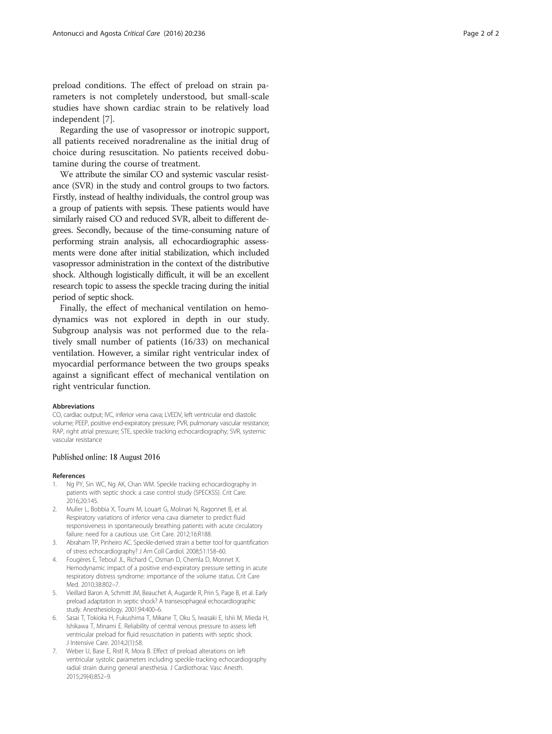preload conditions. The effect of preload on strain parameters is not completely understood, but small-scale studies have shown cardiac strain to be relatively load independent [7].

Regarding the use of vasopressor or inotropic support, all patients received noradrenaline as the initial drug of choice during resuscitation. No patients received dobutamine during the course of treatment.

We attribute the similar CO and systemic vascular resistance (SVR) in the study and control groups to two factors. Firstly, instead of healthy individuals, the control group was a group of patients with sepsis. These patients would have similarly raised CO and reduced SVR, albeit to different degrees. Secondly, because of the time-consuming nature of performing strain analysis, all echocardiographic assessments were done after initial stabilization, which included vasopressor administration in the context of the distributive shock. Although logistically difficult, it will be an excellent research topic to assess the speckle tracing during the initial period of septic shock.

Finally, the effect of mechanical ventilation on hemodynamics was not explored in depth in our study. Subgroup analysis was not performed due to the relatively small number of patients (16/33) on mechanical ventilation. However, a similar right ventricular index of myocardial performance between the two groups speaks against a significant effect of mechanical ventilation on right ventricular function.

#### Abbreviations

CO, cardiac output; IVC, inferior vena cava; LVEDV, left ventricular end diastolic volume; PEEP, positive end-expiratory pressure; PVR, pulmonary vascular resistance; RAP, right atrial pressure; STE, speckle tracking echocardiography; SVR, systemic vascular resistance

Published online: 18 August 2016

#### References

1. Ng PY, Sin WC, Ng AK, Chan WM. Speckle tracking echocardiography in patients with septic shock: a case control study (SPECKSS). Crit Care. 2016;20:145.
2. Muller L, Bobbia X, Toumi M, Louart G, Molinari N, Ragonnet B, et al. Respiratory variations of inferior vena cava diameter to predict fluid responsiveness in spontaneously breathing patients with acute circulatory failure: need for a cautious use. Crit Care. 2012;16:R188.
3. Abraham TP, Pinheiro AC. Speckle-derived strain a better tool for quantification of stress echocardiography? J Am Coll Cardiol. 2008;51:158–60.
4. Fougères E, Teboul JL, Richard C, Osman D, Chemla D, Monnet X. Hemodynamic impact of a positive end-expiratory pressure setting in acute respiratory distress syndrome: importance of the volume status. Crit Care Med. 2010;38:802–7.
5. Vieillard Baron A, Schmitt JM, Beauchet A, Augarde R, Prin S, Page B, et al. Early preload adaptation in septic shock? A transesophageal echocardiographic study. Anesthesiology. 2001;94:400–6.
6. Sasai T, Tokioka H, Fukushima T, Mikane T, Oku S, Iwasaki E, Ishii M, Mieda H, Ishikawa T, Minami E. Reliability of central venous pressure to assess left ventricular preload for fluid resuscitation in patients with septic shock. J Intensive Care. 2014;2(1):58.
7. Weber U, Base E, Ristl R, Mora B. Effect of preload alterations on left ventricular systolic parameters including speckle-tracking echocardiography radial strain during general anesthesia. J Cardiothorac Vasc Anesth. 2015;29(4):852–9.